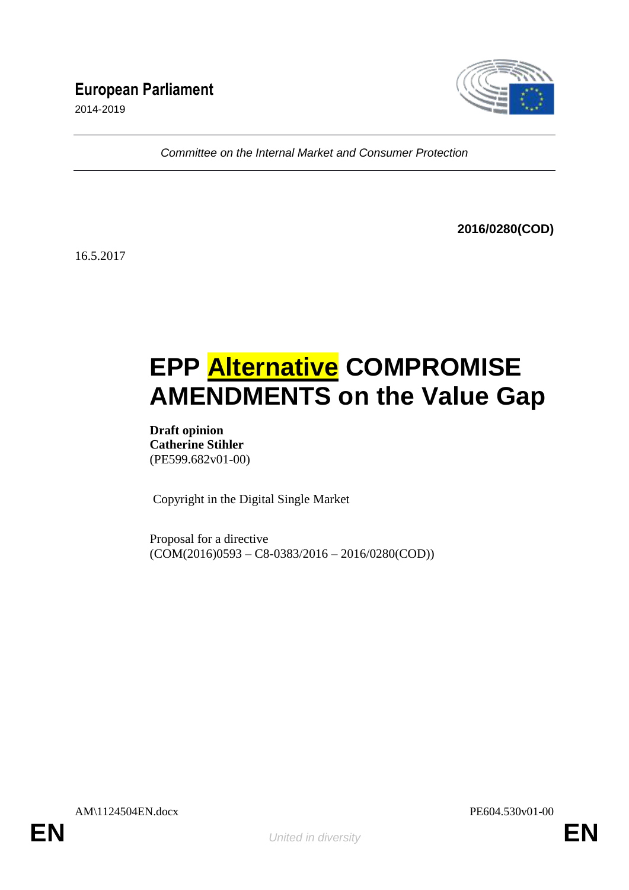**European Parliament**
2014-2019

*Committee on the Internal Market and Consumer Protection*

**2016/0280(COD)**

16.5.2017

# EPP Alternative COMPROMISE AMENDMENTS on the Value Gap

**Draft opinion**
**Catherine Stihler**
(PE599.682v01-00)

Copyright in the Digital Single Market

Proposal for a directive
(COM(2016)0593 – C8-0383/2016 – 2016/0280(COD))

AM\1124504EN.docx PE604.530v01-00

EN *United in diversity* EN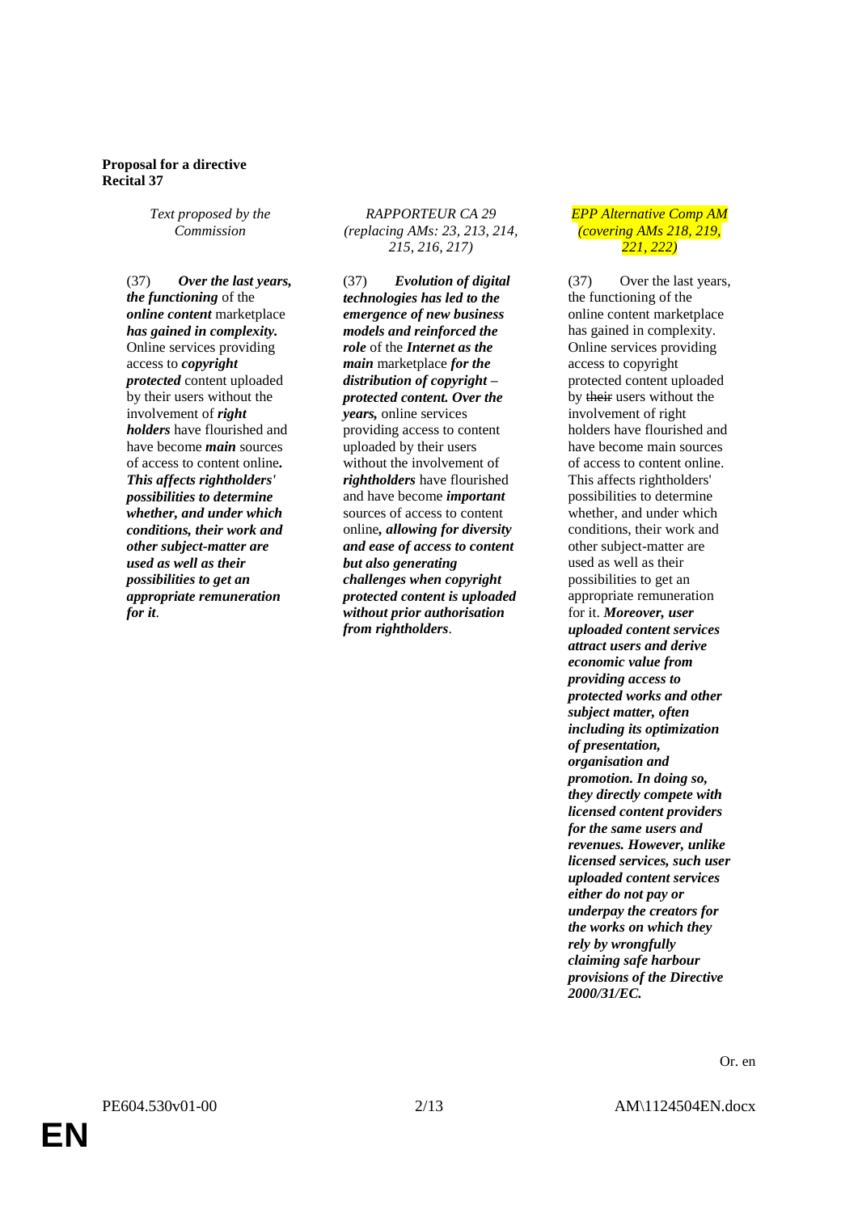**Proposal for a directive**
**Recital 37**

| *Text proposed by the Commission* | *RAPPORTEUR CA 29 (replacing AMs: 23, 213, 214, 215, 216, 217)* | *EPP Alternative Comp AM (covering AMs 218, 219, 221, 222)* |
|---|---|---|
| (37) ***Over the last years, the functioning*** of the ***online content*** marketplace ***has gained in complexity.*** Online services providing access to ***copyright protected*** content uploaded by their users without the involvement of ***right holders*** have flourished and have become ***main*** sources of access to content online***. This affects rightholders' possibilities to determine whether, and under which conditions, their work and other subject-matter are used as well as their possibilities to get an appropriate remuneration for it***. | (37) ***Evolution of digital technologies has led to the emergence of new business models and reinforced the role*** of the ***Internet as the main*** marketplace ***for the distribution of copyright – protected content. Over the years,*** online services providing access to content uploaded by their users without the involvement of ***rightholders*** have flourished and have become ***important*** sources of access to content online***, allowing for diversity and ease of access to content but also generating challenges when copyright protected content is uploaded without prior authorisation from rightholders***. | (37) Over the last years, the functioning of the online content marketplace has gained in complexity. Online services providing access to copyright protected content uploaded by ~~their~~ users without the involvement of right holders have flourished and have become main sources of access to content online. This affects rightholders' possibilities to determine whether, and under which conditions, their work and other subject-matter are used as well as their possibilities to get an appropriate remuneration for it. ***Moreover, user uploaded content services attract users and derive economic value from providing access to protected works and other subject matter, often including its optimization of presentation, organisation and promotion. In doing so, they directly compete with licensed content providers for the same users and revenues. However, unlike licensed services, such user uploaded content services either do not pay or underpay the creators for the works on which they rely by wrongfully claiming safe harbour provisions of the Directive 2000/31/EC.*** |

Or. en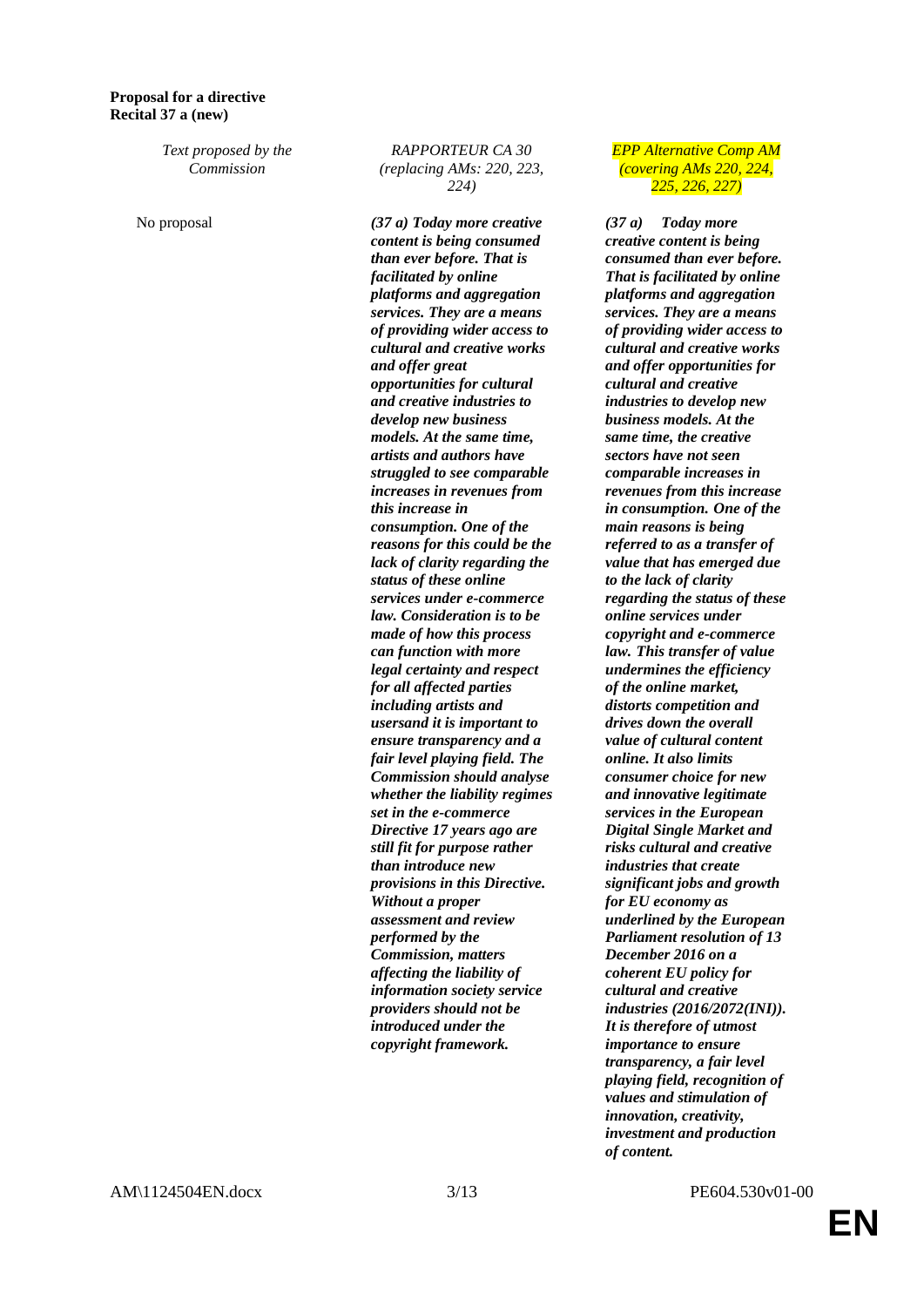**Proposal for a directive**
**Recital 37 a (new)**

| *Text proposed by the Commission* | *RAPPORTEUR CA 30 (replacing AMs: 220, 223, 224)* | *EPP Alternative Comp AM (covering AMs 220, 224, 225, 226, 227)* |
| --- | --- | --- |
| No proposal | ***(37 a) Today more creative content is being consumed than ever before. That is facilitated by online platforms and aggregation services. They are a means of providing wider access to cultural and creative works and offer great opportunities for cultural and creative industries to develop new business models. At the same time, artists and authors have struggled to see comparable increases in revenues from this increase in consumption. One of the reasons for this could be the lack of clarity regarding the status of these online services under e-commerce law. Consideration is to be made of how this process can function with more legal certainty and respect for all affected parties including artists and usersand it is important to ensure transparency and a fair level playing field. The Commission should analyse whether the liability regimes set in the e-commerce Directive 17 years ago are still fit for purpose rather than introduce new provisions in this Directive. Without a proper assessment and review performed by the Commission, matters affecting the liability of information society service providers should not be introduced under the copyright framework.*** | ***(37 a) Today more creative content is being consumed than ever before. That is facilitated by online platforms and aggregation services. They are a means of providing wider access to cultural and creative works and offer opportunities for cultural and creative industries to develop new business models. At the same time, the creative sectors have not seen comparable increases in revenues from this increase in consumption. One of the main reasons is being referred to as a transfer of value that has emerged due to the lack of clarity regarding the status of these online services under copyright and e-commerce law. This transfer of value undermines the efficiency of the online market, distorts competition and drives down the overall value of cultural content online. It also limits consumer choice for new and innovative legitimate services in the European Digital Single Market and risks cultural and creative industries that create significant jobs and growth for EU economy as underlined by the European Parliament resolution of 13 December 2016 on a coherent EU policy for cultural and creative industries (2016/2072(INI)). It is therefore of utmost importance to ensure transparency, a fair level playing field, recognition of values and stimulation of innovation, creativity, investment and production of content.*** |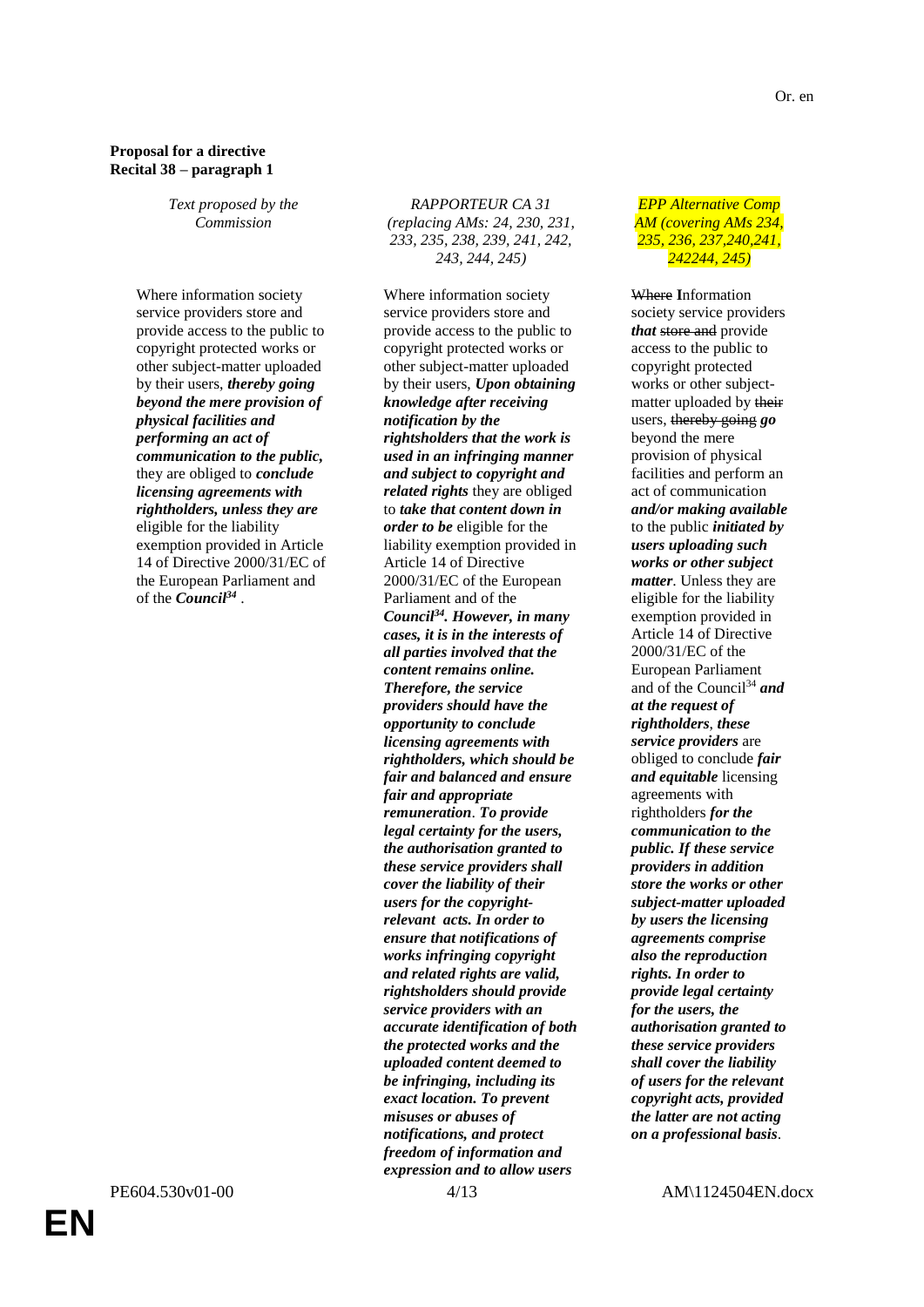Or. en

**Proposal for a directive**
**Recital 38 – paragraph 1**

| *Text proposed by the Commission* | *RAPPORTEUR CA 31 (replacing AMs: 24, 230, 231, 233, 235, 238, 239, 241, 242, 243, 244, 245)* | *EPP Alternative Comp AM (covering AMs 234, 235, 236, 237,240,241, 242244, 245)* |
|---|---|---|
| Where information society service providers store and provide access to the public to copyright protected works or other subject-matter uploaded by their users, ***thereby going beyond the mere provision of physical facilities and performing an act of communication to the public,*** they are obliged to ***conclude licensing agreements with rightholders, unless they are*** eligible for the liability exemption provided in Article 14 of Directive 2000/31/EC of the European Parliament and of the ***Council***[34] . | Where information society service providers store and provide access to the public to copyright protected works or other subject-matter uploaded by their users, ***Upon obtaining knowledge after receiving notification by the rightsholders that the work is used in an infringing manner and subject to copyright and related rights*** they are obliged to ***take that content down in order to be*** eligible for the liability exemption provided in Article 14 of Directive 2000/31/EC of the European Parliament and of the ***Council***[34]***. However, in many cases, it is in the interests of all parties involved that the content remains online. Therefore, the service providers should have the opportunity to conclude licensing agreements with rightholders, which should be fair and balanced and ensure fair and appropriate remuneration***. ***To provide legal certainty for the users, the authorisation granted to these service providers shall cover the liability of their users for the copyright-relevant acts. In order to ensure that notifications of works infringing copyright and related rights are valid, rightsholders should provide service providers with an accurate identification of both the protected works and the uploaded content deemed to be infringing, including its exact location. To prevent misuses or abuses of notifications, and protect freedom of information and expression and to allow users*** | ~~Where~~ **I**nformation society service providers ***that*** ~~store and~~ provide access to the public to copyright protected works or other subject-matter uploaded by ~~their~~ users, ~~thereby going~~ ***go*** beyond the mere provision of physical facilities and perform an act of communication ***and/or making available*** to the public ***initiated by users uploading such works or other subject matter***. Unless they are eligible for the liability exemption provided in Article 14 of Directive 2000/31/EC of the European Parliament and of the Council[34] ***and at the request of rightholders***, ***these service providers*** are obliged to conclude ***fair and equitable*** licensing agreements with rightholders ***for the communication to the public. If these service providers in addition store the works or other subject-matter uploaded by users the licensing agreements comprise also the reproduction rights. In order to provide legal certainty for the users, the authorisation granted to these service providers shall cover the liability of users for the relevant copyright acts, provided the latter are not acting on a professional basis***. |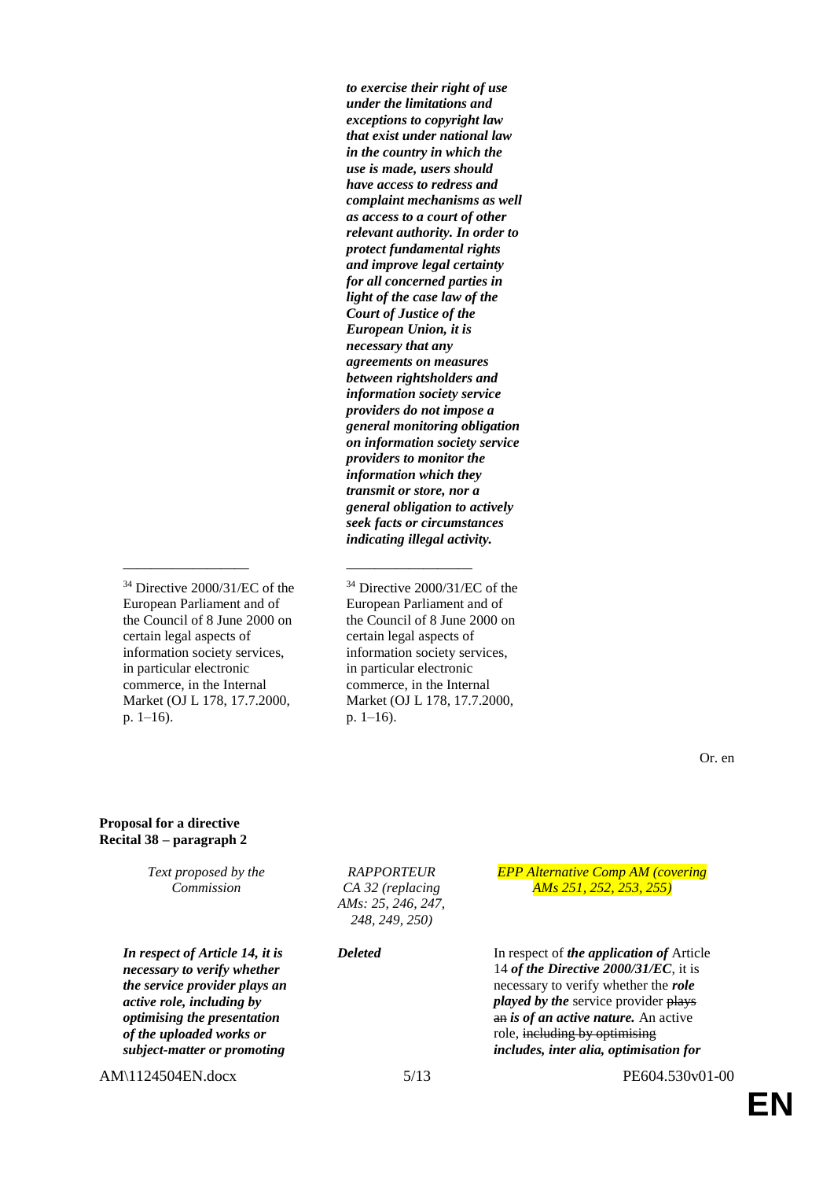| | |
|---|---|
| | ***to exercise their right of use under the limitations and exceptions to copyright law that exist under national law in the country in which the use is made, users should have access to redress and complaint mechanisms as well as access to a court of other relevant authority. In order to protect fundamental rights and improve legal certainty for all concerned parties in light of the case law of the Court of Justice of the European Union, it is necessary that any agreements on measures between rightsholders and information society service providers do not impose a general monitoring obligation on information society service providers to monitor the information which they transmit or store, nor a general obligation to actively seek facts or circumstances indicating illegal activity.*** |
| __________________ | __________________ |
| [34] Directive 2000/31/EC of the European Parliament and of the Council of 8 June 2000 on certain legal aspects of information society services, in particular electronic commerce, in the Internal Market (OJ L 178, 17.7.2000, p. 1–16). | [34] Directive 2000/31/EC of the European Parliament and of the Council of 8 June 2000 on certain legal aspects of information society services, in particular electronic commerce, in the Internal Market (OJ L 178, 17.7.2000, p. 1–16). |

Or. en

**Proposal for a directive**
**Recital 38 – paragraph 2**

| *Text proposed by the Commission* | *RAPPORTEUR CA 32 (replacing AMs: 25, 246, 247, 248, 249, 250)* | *EPP Alternative Comp AM (covering AMs 251, 252, 253, 255)* |
|---|---|---|
| ***In respect of Article 14, it is necessary to verify whether the service provider plays an active role, including by optimising the presentation of the uploaded works or subject-matter or promoting*** | ***Deleted*** | In respect of ***the application of*** Article 14 ***of the Directive 2000/31/EC***, it is necessary to verify whether the ***role played by the*** service provider ~~plays an~~ ***is of an active nature.*** An active role, ~~including by optimising~~ ***includes, inter alia, optimisation for*** |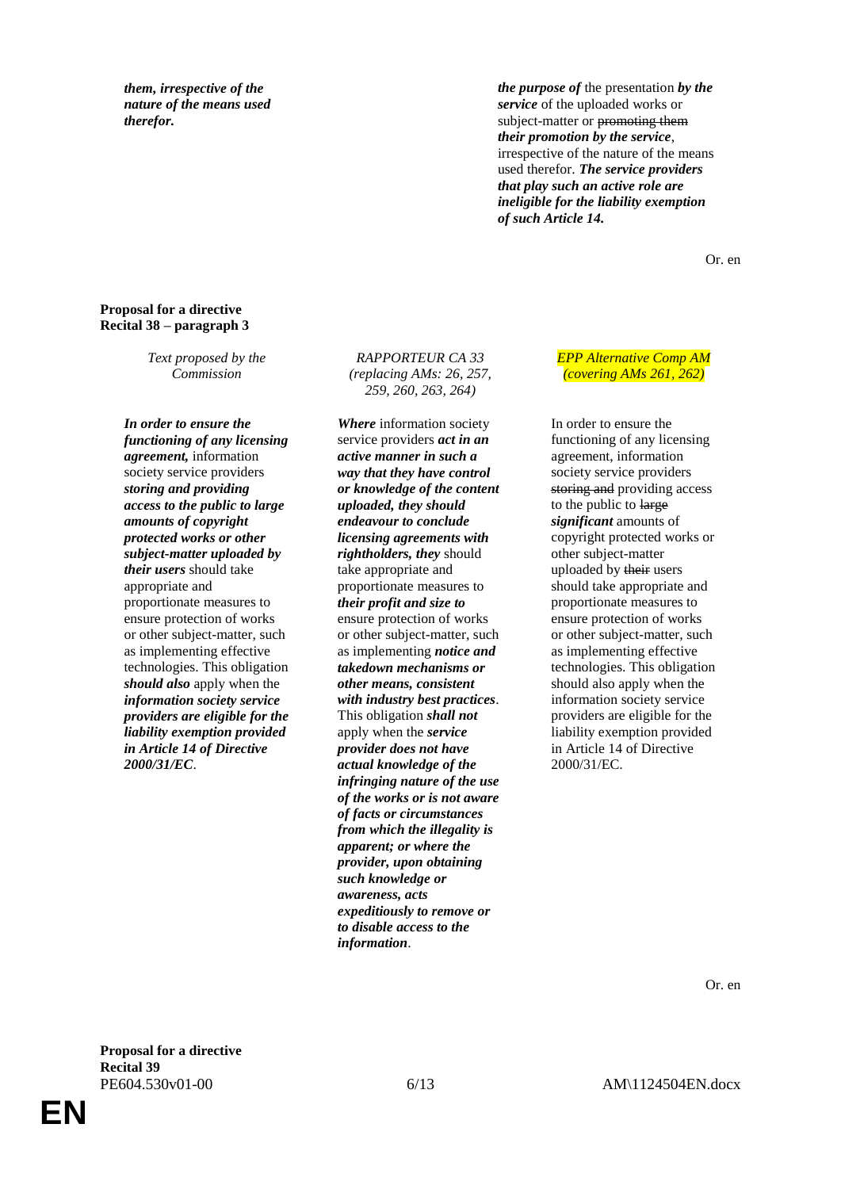| | | |
|---|---|---|
| ***them, irrespective of the nature of the means used therefor.*** | | ***the purpose of*** the presentation ***by the service*** of the uploaded works or subject-matter or ~~promoting them~~ ***their promotion by the service***, irrespective of the nature of the means used therefor. ***The service providers that play such an active role are ineligible for the liability exemption of such Article 14.*** |

Or. en

**Proposal for a directive**
**Recital 38 – paragraph 3**

| *Text proposed by the Commission* | *RAPPORTEUR CA 33 (replacing AMs: 26, 257, 259, 260, 263, 264)* | *EPP Alternative Comp AM (covering AMs 261, 262)* |
|---|---|---|
| ***In order to ensure the functioning of any licensing agreement,*** information society service providers ***storing and providing access to the public to large amounts of copyright protected works or other subject-matter uploaded by their users*** should take appropriate and proportionate measures to ensure protection of works or other subject-matter, such as implementing effective technologies. This obligation ***should also*** apply when the ***information society service providers are eligible for the liability exemption provided in Article 14 of Directive 2000/31/EC***. | ***Where*** information society service providers ***act in an active manner in such a way that they have control or knowledge of the content uploaded, they should endeavour to conclude licensing agreements with rightholders, they*** should take appropriate and proportionate measures to ***their profit and size to*** ensure protection of works or other subject-matter, such as implementing ***notice and takedown mechanisms or other means, consistent with industry best practices***. This obligation ***shall not*** apply when the ***service provider does not have actual knowledge of the infringing nature of the use of the works or is not aware of facts or circumstances from which the illegality is apparent; or where the provider, upon obtaining such knowledge or awareness, acts expeditiously to remove or to disable access to the information***. | In order to ensure the functioning of any licensing agreement, information society service providers ~~storing and~~ providing access to the public to ~~large~~ ***significant*** amounts of copyright protected works or other subject-matter uploaded by ~~their~~ users should take appropriate and proportionate measures to ensure protection of works or other subject-matter, such as implementing effective technologies. This obligation should also apply when the information society service providers are eligible for the liability exemption provided in Article 14 of Directive 2000/31/EC. |

Or. en

**Proposal for a directive**
**Recital 39**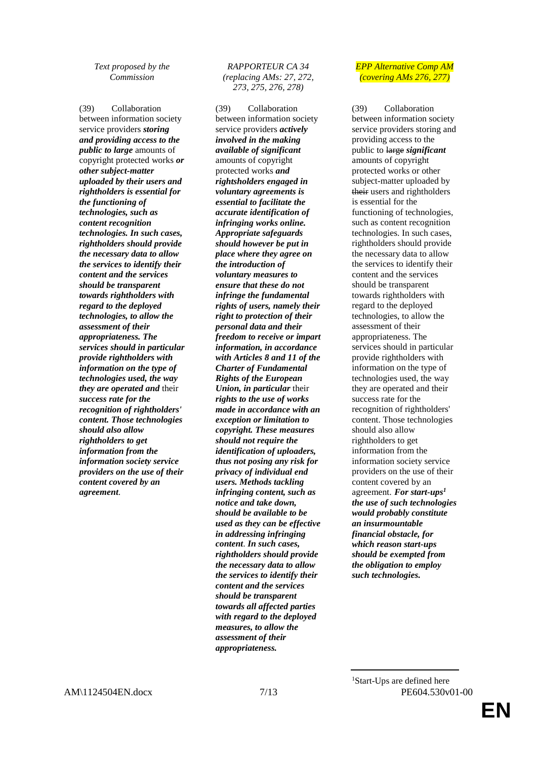| *Text proposed by the Commission* | *RAPPORTEUR CA 34 (replacing AMs: 27, 272, 273, 275, 276, 278)* | *EPP Alternative Comp AM (covering AMs 276, 277)* |
|---|---|---|
| (39) Collaboration between information society service providers ***storing and providing access to the public to large*** amounts of copyright protected works ***or other subject-matter uploaded by their users and rightholders is essential for the functioning of technologies, such as content recognition technologies. In such cases, rightholders should provide the necessary data to allow the services to identify their content and the services should be transparent towards rightholders with regard to the deployed technologies, to allow the assessment of their appropriateness. The services should in particular provide rightholders with information on the type of technologies used, the way they are operated and*** their ***success rate for the recognition of rightholders' content. Those technologies should also allow rightholders to get information from the information society service providers on the use of their content covered by an agreement***. | (39) Collaboration between information society service providers ***actively involved in the making available of significant*** amounts of copyright protected works ***and rightsholders engaged in voluntary agreements is essential to facilitate the accurate identification of infringing works online. Appropriate safeguards should however be put in place where they agree on the introduction of voluntary measures to ensure that these do not infringe the fundamental rights of users, namely their right to protection of their personal data and their freedom to receive or impart information, in accordance with Articles 8 and 11 of the Charter of Fundamental Rights of the European Union, in particular*** their ***rights to the use of works made in accordance with an exception or limitation to copyright. These measures should not require the identification of uploaders, thus not posing any risk for privacy of individual end users. Methods tackling infringing content, such as notice and take down, should be available to be used as they can be effective in addressing infringing content***. ***In such cases, rightholders should provide the necessary data to allow the services to identify their content and the services should be transparent towards all affected parties with regard to the deployed measures, to allow the assessment of their appropriateness.*** | (39) Collaboration between information society service providers storing and providing access to the public to ~~large~~ ***significant*** amounts of copyright protected works or other subject-matter uploaded by ~~their~~ users and rightholders is essential for the functioning of technologies, such as content recognition technologies. In such cases, rightholders should provide the necessary data to allow the services to identify their content and the services should be transparent towards rightholders with regard to the deployed technologies, to allow the assessment of their appropriateness. The services should in particular provide rightholders with information on the type of technologies used, the way they are operated and their success rate for the recognition of rightholders' content. Those technologies should also allow rightholders to get information from the information society service providers on the use of their content covered by an agreement. ***For start-ups[1] the use of such technologies would probably constitute an insurmountable financial obstacle, for which reason start-ups should be exempted from the obligation to employ such technologies.*** |

[1]Start-Ups are defined here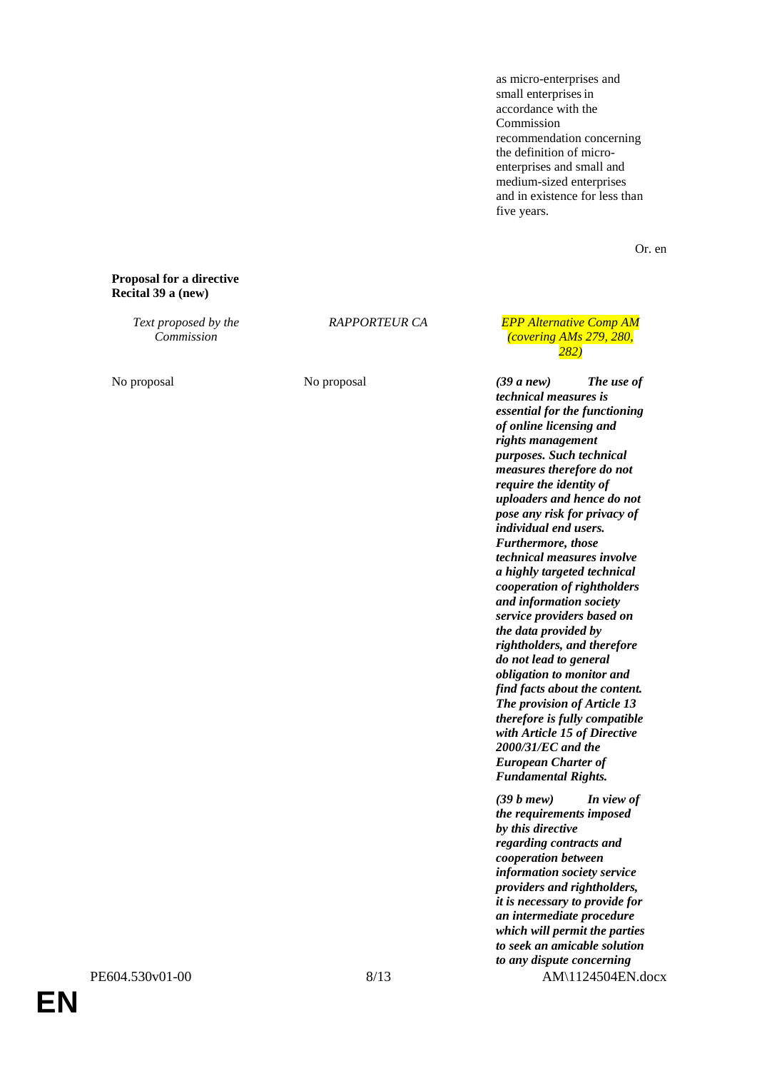| | | as micro-enterprises and small enterprises in accordance with the Commission recommendation concerning the definition of micro-enterprises and small and medium-sized enterprises and in existence for less than five years. |
|---|---|---|

Or. en

**Proposal for a directive**
**Recital 39 a (new)**

| *Text proposed by the Commission* | *RAPPORTEUR CA* | *EPP Alternative Comp AM (covering AMs 279, 280, 282)* |
|---|---|---|
| No proposal | No proposal | ***(39 a new) The use of technical measures is essential for the functioning of online licensing and rights management purposes. Such technical measures therefore do not require the identity of uploaders and hence do not pose any risk for privacy of individual end users. Furthermore, those technical measures involve a highly targeted technical cooperation of rightholders and information society service providers based on the data provided by rightholders, and therefore do not lead to general obligation to monitor and find facts about the content. The provision of Article 13 therefore is fully compatible with Article 15 of Directive 2000/31/EC and the European Charter of Fundamental Rights.*** |
| | | ***(39 b mew) In view of the requirements imposed by this directive regarding contracts and cooperation between information society service providers and rightholders, it is necessary to provide for an intermediate procedure which will permit the parties to seek an amicable solution to any dispute concerning*** |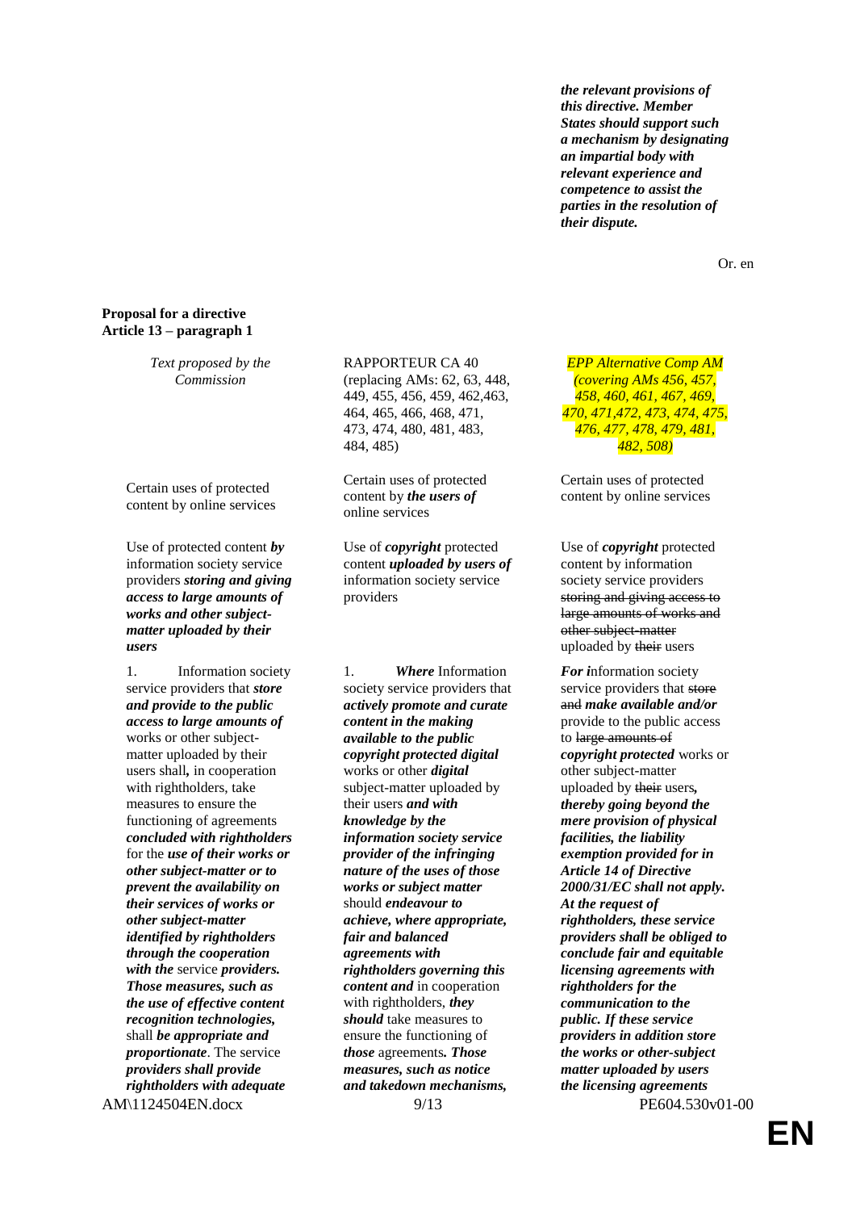| | | *the relevant provisions of this directive. Member States should support such a mechanism by designating an impartial body with relevant experience and competence to assist the parties in the resolution of their dispute.* |
|---|---|---|

Or. en

**Proposal for a directive**
**Article 13 – paragraph 1**

| *Text proposed by the Commission* | RAPPORTEUR CA 40 (replacing AMs: 62, 63, 448, 449, 455, 456, 459, 462,463, 464, 465, 466, 468, 471, 473, 474, 480, 481, 483, 484, 485) | *EPP Alternative Comp AM (covering AMs 456, 457, 458, 460, 461, 467, 469, 470, 471,472, 473, 474, 475, 476, 477, 478, 479, 481, 482, 508)* |
|---|---|---|
| Certain uses of protected content by online services | Certain uses of protected content by ***the users of*** online services | Certain uses of protected content by online services |
| Use of protected content ***by*** information society service providers ***storing and giving access to large amounts of works and other subject-matter uploaded by their users*** | Use of ***copyright*** protected content ***uploaded by users of*** information society service providers | Use of ***copyright*** protected content by information society service providers ~~storing and giving access to large amounts of works and other subject-matter~~ uploaded by ~~their~~ users |
| 1. Information society service providers that ***store and provide to the public access to large amounts of*** works or other subject-matter uploaded by their users shall***,*** in cooperation with rightholders, take measures to ensure the functioning of agreements ***concluded with rightholders*** for the ***use of their works or other subject-matter or to prevent the availability on their services of works or other subject-matter identified by rightholders through the cooperation with the*** service ***providers. Those measures, such as the use of effective content recognition technologies,*** shall ***be appropriate and proportionate***. The service ***providers shall provide rightholders with adequate*** | 1. ***Where*** Information society service providers that ***actively promote and curate content in the making available to the public copyright protected digital*** works or other ***digital*** subject-matter uploaded by their users ***and with knowledge by the information society service provider of the infringing nature of the uses of those works or subject matter*** should ***endeavour to achieve, where appropriate, fair and balanced agreements with rightholders governing this content and*** in cooperation with rightholders, ***they should*** take measures to ensure the functioning of ***those*** agreements***. Those measures, such as notice and takedown mechanisms,*** | ***For i***nformation society service providers that ~~store~~ ~~and~~ ***make available and/or*** provide to the public access to ~~large amounts of~~ ***copyright protected*** works or other subject-matter uploaded by ~~their~~ users***, thereby going beyond the mere provision of physical facilities, the liability exemption provided for in Article 14 of Directive 2000/31/EC shall not apply. At the request of rightholders, these service providers shall be obliged to conclude fair and equitable licensing agreements with rightholders for the communication to the public. If these service providers in addition store the works or other-subject matter uploaded by users the licensing agreements*** |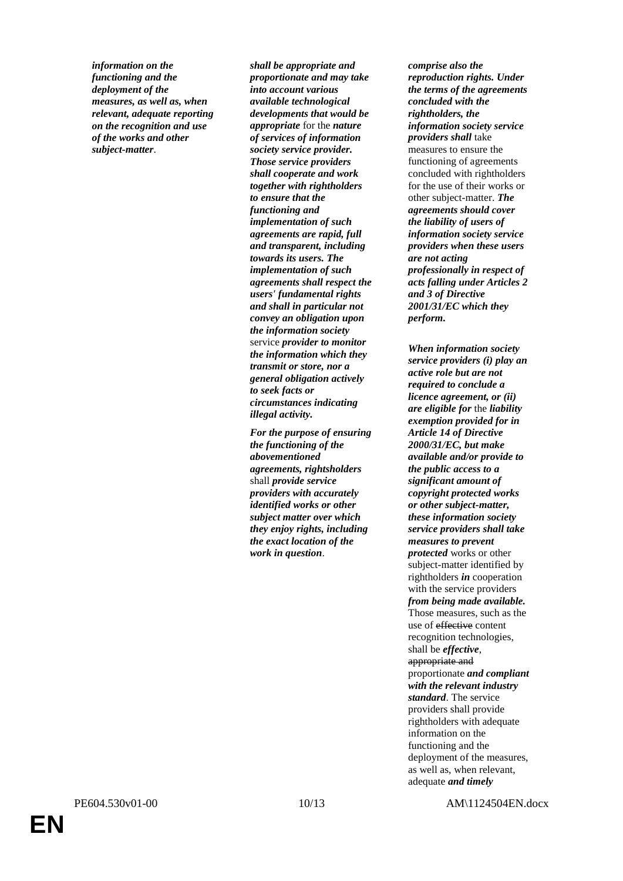***information on the functioning and the deployment of the measures, as well as, when relevant, adequate reporting on the recognition and use of the works and other subject-matter***.

***shall be appropriate and proportionate and may take into account various available technological developments that would be appropriate*** for the ***nature of services of information society service provider. Those service providers shall cooperate and work together with rightholders to ensure that the functioning and implementation of such agreements are rapid, full and transparent, including towards its users. The implementation of such agreements shall respect the users' fundamental rights and shall in particular not convey an obligation upon the information society*** service ***provider to monitor the information which they transmit or store, nor a general obligation actively to seek facts or circumstances indicating illegal activity.***

***For the purpose of ensuring the functioning of the abovementioned agreements, rightsholders*** shall ***provide service providers with accurately identified works or other subject matter over which they enjoy rights, including the exact location of the work in question***.

***comprise also the reproduction rights. Under the terms of the agreements concluded with the rightholders, the information society service providers shall*** take measures to ensure the functioning of agreements concluded with rightholders for the use of their works or other subject-matter. ***The agreements should cover the liability of users of information society service providers when these users are not acting professionally in respect of acts falling under Articles 2 and 3 of Directive 2001/31/EC which they perform.***

***When information society service providers (i) play an active role but are not required to conclude a licence agreement, or (ii) are eligible for*** the ***liability exemption provided for in Article 14 of Directive 2000/31/EC, but make available and/or provide to the public access to a significant amount of copyright protected works or other subject-matter, these information society service providers shall take measures to prevent protected*** works or other subject-matter identified by rightholders ***in*** cooperation with the service providers ***from being made available.*** Those measures, such as the use of ~~effective~~ content recognition technologies, shall be ***effective***, ~~appropriate and~~ proportionate ***and compliant with the relevant industry standard***. The service providers shall provide rightholders with adequate information on the functioning and the deployment of the measures, as well as, when relevant, adequate ***and timely***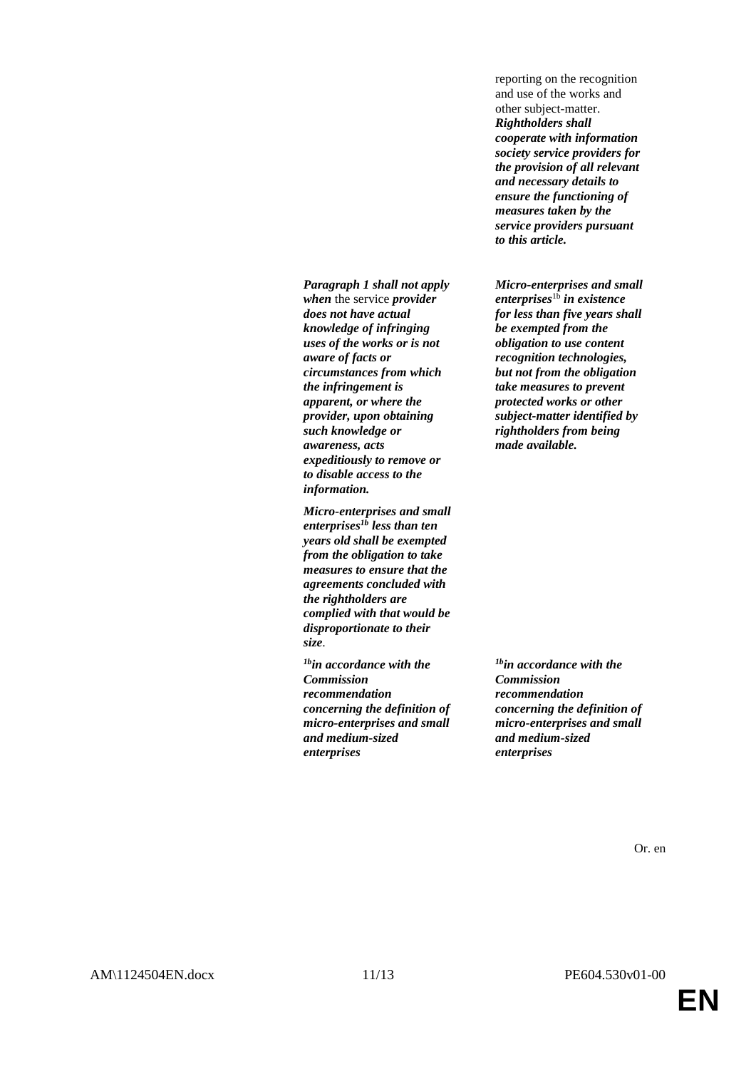| | |
|---|---|
| | reporting on the recognition and use of the works and other subject-matter. ***Rightholders shall cooperate with information society service providers for the provision of all relevant and necessary details to ensure the functioning of measures taken by the service providers pursuant to this article.*** |
| ***Paragraph 1 shall not apply when*** the service ***provider does not have actual knowledge of infringing uses of the works or is not aware of facts or circumstances from which the infringement is apparent, or where the provider, upon obtaining such knowledge or awareness, acts expeditiously to remove or to disable access to the information.*** | ***Micro-enterprises and small enterprises***[1b] ***in existence for less than five years shall be exempted from the obligation to use content recognition technologies, but not from the obligation take measures to prevent protected works or other subject-matter identified by rightholders from being made available.*** |
| ***Micro-enterprises and small enterprises***[1b] ***less than ten years old shall be exempted from the obligation to take measures to ensure that the agreements concluded with the rightholders are complied with that would be disproportionate to their size***. | |
| [1b]***in accordance with the Commission recommendation concerning the definition of micro-enterprises and small and medium-sized enterprises*** | [1b]***in accordance with the Commission recommendation concerning the definition of micro-enterprises and small and medium-sized enterprises*** |

Or. en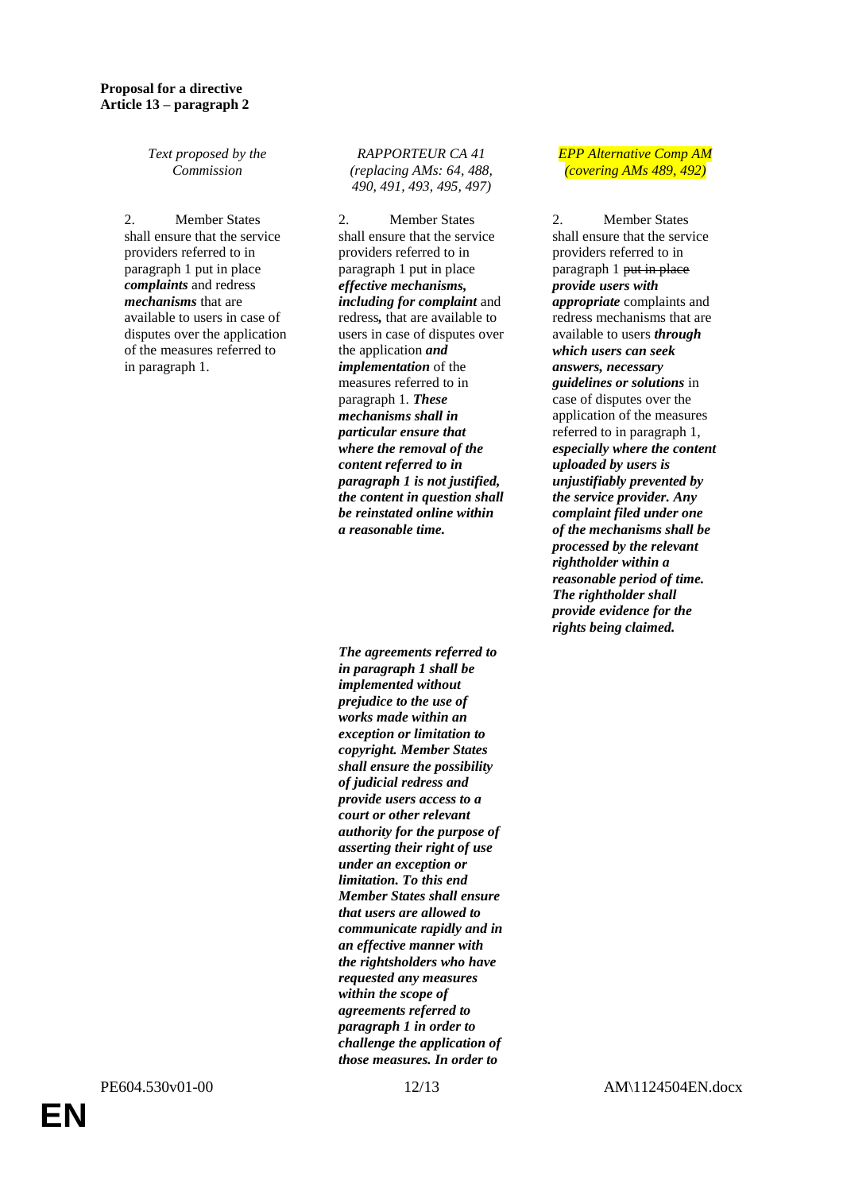**Proposal for a directive**
**Article 13 – paragraph 2**

| *Text proposed by the Commission* | *RAPPORTEUR CA 41 (replacing AMs: 64, 488, 490, 491, 493, 495, 497)* | *EPP Alternative Comp AM (covering AMs 489, 492)* |
|---|---|---|
| 2. Member States shall ensure that the service providers referred to in paragraph 1 put in place ***complaints*** and redress ***mechanisms*** that are available to users in case of disputes over the application of the measures referred to in paragraph 1. | 2. Member States shall ensure that the service providers referred to in paragraph 1 put in place ***effective mechanisms, including for complaint*** and redress***,*** that are available to users in case of disputes over the application ***and implementation*** of the measures referred to in paragraph 1. ***These mechanisms shall in particular ensure that where the removal of the content referred to in paragraph 1 is not justified, the content in question shall be reinstated online within a reasonable time.*** | 2. Member States shall ensure that the service providers referred to in paragraph 1 ~~put in place~~ ***provide users with appropriate*** complaints and redress mechanisms that are available to users ***through which users can seek answers, necessary guidelines or solutions*** in case of disputes over the application of the measures referred to in paragraph 1, ***especially where the content uploaded by users is unjustifiably prevented by the service provider. Any complaint filed under one of the mechanisms shall be processed by the relevant rightholder within a reasonable period of time. The rightholder shall provide evidence for the rights being claimed.*** |
| | ***The agreements referred to in paragraph 1 shall be implemented without prejudice to the use of works made within an exception or limitation to copyright. Member States shall ensure the possibility of judicial redress and provide users access to a court or other relevant authority for the purpose of asserting their right of use under an exception or limitation. To this end Member States shall ensure that users are allowed to communicate rapidly and in an effective manner with the rightsholders who have requested any measures within the scope of agreements referred to paragraph 1 in order to challenge the application of those measures. In order to*** | |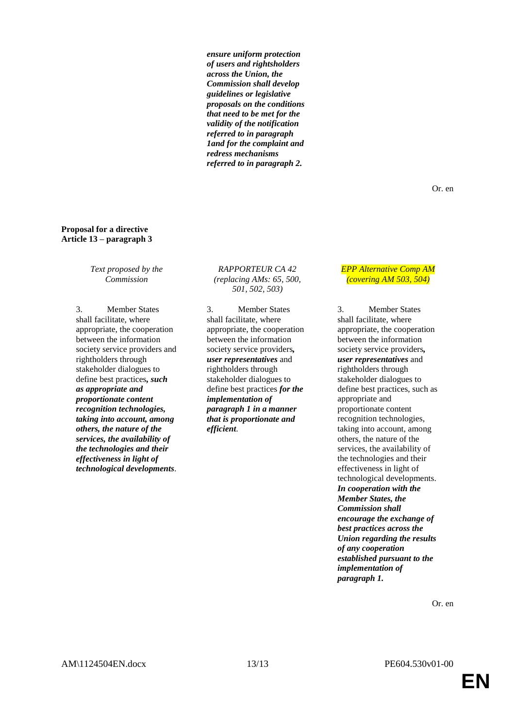| | | |
|---|---|---|
| | | ***ensure uniform protection of users and rightsholders across the Union, the Commission shall develop guidelines or legislative proposals on the conditions that need to be met for the validity of the notification referred to in paragraph 1and for the complaint and redress mechanisms referred to in paragraph 2.*** |

Or. en

**Proposal for a directive**
**Article 13 – paragraph 3**

| *Text proposed by the Commission* | *RAPPORTEUR CA 42 (replacing AMs: 65, 500, 501, 502, 503)* | *EPP Alternative Comp AM (covering AM 503, 504)* |
|---|---|---|
| 3. Member States shall facilitate, where appropriate, the cooperation between the information society service providers and rightholders through stakeholder dialogues to define best practices***, such as appropriate and proportionate content recognition technologies, taking into account, among others, the nature of the services, the availability of the technologies and their effectiveness in light of technological developments***. | 3. Member States shall facilitate, where appropriate, the cooperation between the information society service providers***, user representatives*** and rightholders through stakeholder dialogues to define best practices ***for the implementation of paragraph 1 in a manner that is proportionate and efficient***. | 3. Member States shall facilitate, where appropriate, the cooperation between the information society service providers***, user representatives*** and rightholders through stakeholder dialogues to define best practices, such as appropriate and proportionate content recognition technologies, taking into account, among others, the nature of the services, the availability of the technologies and their effectiveness in light of technological developments. ***In cooperation with the Member States, the Commission shall encourage the exchange of best practices across the Union regarding the results of any cooperation established pursuant to the implementation of paragraph 1.*** |

Or. en